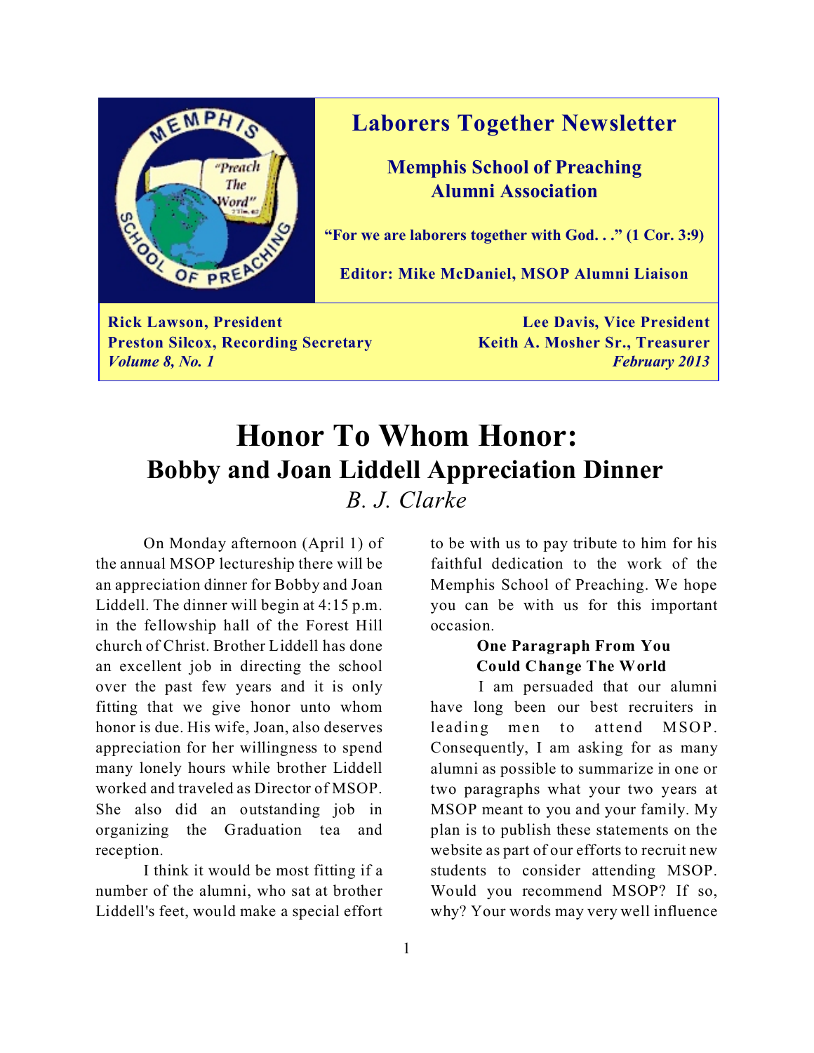# Laborers Together Newsletter

## Memphis School of Preaching Alumni Association

**"For we are laborers together with God. . ." (1 Cor. 3:9)**

**Editor: Mike McDaniel, MSOP Alumni Liaison**

**Rick Lawson, President** | **Lee Davis, Vice President**
**Preston Silcox, Recording Secretary** | **Keith A. Mosher Sr., Treasurer**
***Volume 8, No. 1*** | ***February 2013***

# Honor To Whom Honor:

## Bobby and Joan Liddell Appreciation Dinner

*B. J. Clarke*

On Monday afternoon (April 1) of the annual MSOP lectureship there will be an appreciation dinner for Bobby and Joan Liddell. The dinner will begin at 4:15 p.m. in the fellowship hall of the Forest Hill church of Christ. Brother Liddell has done an excellent job in directing the school over the past few years and it is only fitting that we give honor unto whom honor is due. His wife, Joan, also deserves appreciation for her willingness to spend many lonely hours while brother Liddell worked and traveled as Director of MSOP. She also did an outstanding job in organizing the Graduation tea and reception.

I think it would be most fitting if a number of the alumni, who sat at brother Liddell's feet, would make a special effort to be with us to pay tribute to him for his faithful dedication to the work of the Memphis School of Preaching. We hope you can be with us for this important occasion.

### One Paragraph From You Could Change The World

I am persuaded that our alumni have long been our best recruiters in leading men to attend MSOP. Consequently, I am asking for as many alumni as possible to summarize in one or two paragraphs what your two years at MSOP meant to you and your family. My plan is to publish these statements on the website as part of our efforts to recruit new students to consider attending MSOP. Would you recommend MSOP? If so, why? Your words may very well influence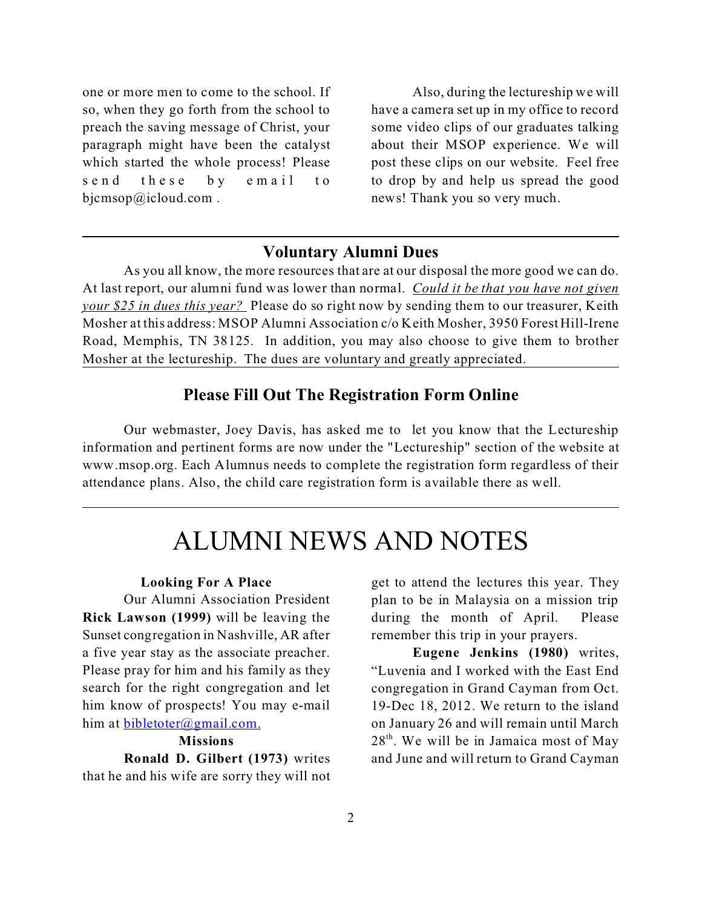one or more men to come to the school. If so, when they go forth from the school to preach the saving message of Christ, your paragraph might have been the catalyst which started the whole process! Please send these by email to bjcmsop@icloud.com .

Also, during the lectureship we will have a camera set up in my office to record some video clips of our graduates talking about their MSOP experience. We will post these clips on our website. Feel free to drop by and help us spread the good news! Thank you so very much.

---

## Voluntary Alumni Dues

As you all know, the more resources that are at our disposal the more good we can do. At last report, our alumni fund was lower than normal. *Could it be that you have not given your $25 in dues this year?* Please do so right now by sending them to our treasurer, Keith Mosher at this address: MSOP Alumni Association c/o Keith Mosher, 3950 Forest Hill-Irene Road, Memphis, TN 38125. In addition, you may also choose to give them to brother Mosher at the lectureship. The dues are voluntary and greatly appreciated.

## Please Fill Out The Registration Form Online

Our webmaster, Joey Davis, has asked me to let you know that the Lectureship information and pertinent forms are now under the "Lectureship" section of the website at www.msop.org. Each Alumnus needs to complete the registration form regardless of their attendance plans. Also, the child care registration form is available there as well.

---

# ALUMNI NEWS AND NOTES

### Looking For A Place

Our Alumni Association President **Rick Lawson (1999)** will be leaving the Sunset congregation in Nashville, AR after a five year stay as the associate preacher. Please pray for him and his family as they search for the right congregation and let him know of prospects! You may e-mail him at bibletoter@gmail.com.

### Missions

**Ronald D. Gilbert (1973)** writes that he and his wife are sorry they will not get to attend the lectures this year. They plan to be in Malaysia on a mission trip during the month of April. Please remember this trip in your prayers.

**Eugene Jenkins (1980)** writes, "Luvenia and I worked with the East End congregation in Grand Cayman from Oct. 19-Dec 18, 2012. We return to the island on January 26 and will remain until March 28th. We will be in Jamaica most of May and June and will return to Grand Cayman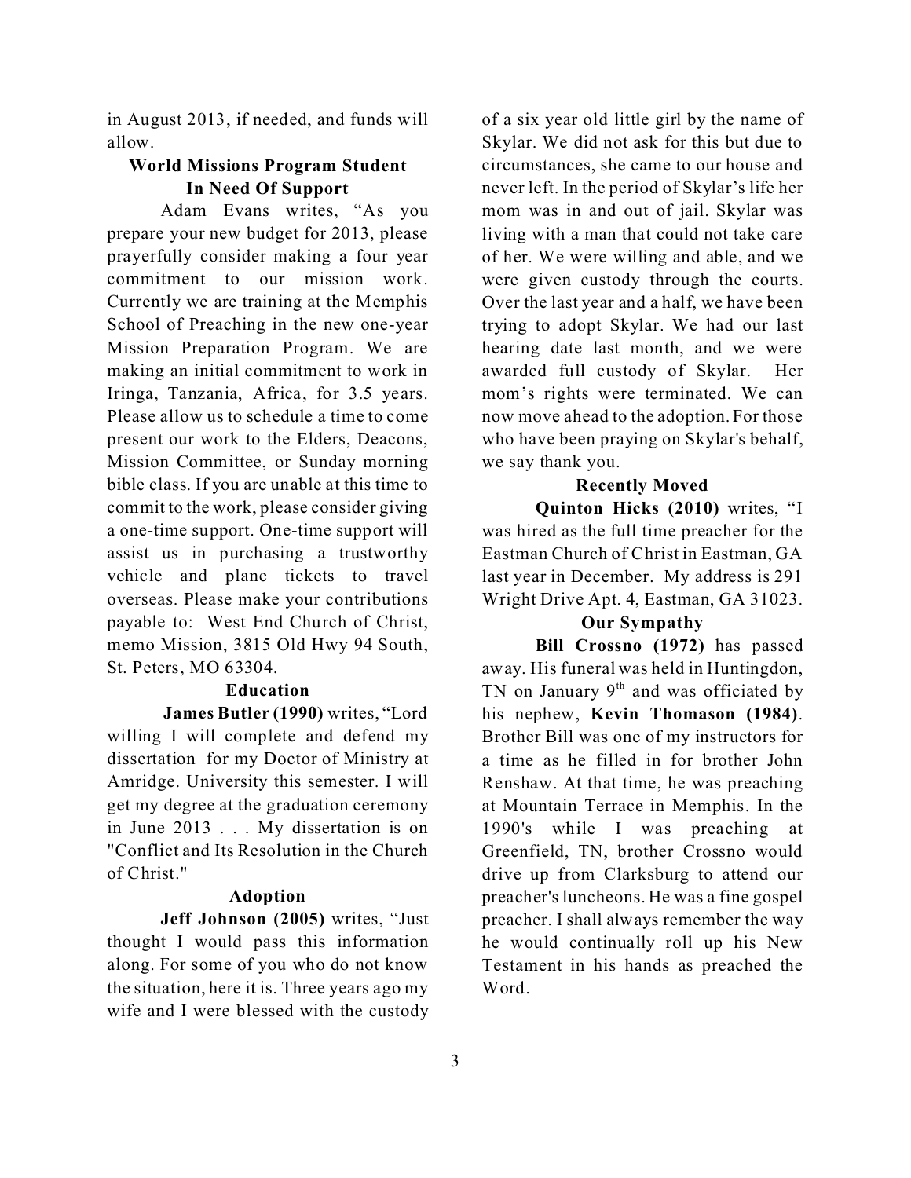in August 2013, if needed, and funds will allow.

### World Missions Program Student In Need Of Support

Adam Evans writes, "As you prepare your new budget for 2013, please prayerfully consider making a four year commitment to our mission work. Currently we are training at the Memphis School of Preaching in the new one-year Mission Preparation Program. We are making an initial commitment to work in Iringa, Tanzania, Africa, for 3.5 years. Please allow us to schedule a time to come present our work to the Elders, Deacons, Mission Committee, or Sunday morning bible class. If you are unable at this time to commit to the work, please consider giving a one-time support. One-time support will assist us in purchasing a trustworthy vehicle and plane tickets to travel overseas. Please make your contributions payable to: West End Church of Christ, memo Mission, 3815 Old Hwy 94 South, St. Peters, MO 63304.

### Education

**James Butler (1990)** writes, "Lord willing I will complete and defend my dissertation for my Doctor of Ministry at Amridge. University this semester. I will get my degree at the graduation ceremony in June 2013 . . . My dissertation is on "Conflict and Its Resolution in the Church of Christ."

### Adoption

**Jeff Johnson (2005)** writes, "Just thought I would pass this information along. For some of you who do not know the situation, here it is. Three years ago my wife and I were blessed with the custody of a six year old little girl by the name of Skylar. We did not ask for this but due to circumstances, she came to our house and never left. In the period of Skylar's life her mom was in and out of jail. Skylar was living with a man that could not take care of her. We were willing and able, and we were given custody through the courts. Over the last year and a half, we have been trying to adopt Skylar. We had our last hearing date last month, and we were awarded full custody of Skylar. Her mom's rights were terminated. We can now move ahead to the adoption. For those who have been praying on Skylar's behalf, we say thank you.

### Recently Moved

**Quinton Hicks (2010)** writes, "I was hired as the full time preacher for the Eastman Church of Christ in Eastman, GA last year in December. My address is 291 Wright Drive Apt. 4, Eastman, GA 31023.

### Our Sympathy

**Bill Crossno (1972)** has passed away. His funeral was held in Huntingdon, TN on January 9th and was officiated by his nephew, **Kevin Thomason (1984)**. Brother Bill was one of my instructors for a time as he filled in for brother John Renshaw. At that time, he was preaching at Mountain Terrace in Memphis. In the 1990's while I was preaching at Greenfield, TN, brother Crossno would drive up from Clarksburg to attend our preacher's luncheons. He was a fine gospel preacher. I shall always remember the way he would continually roll up his New Testament in his hands as preached the Word.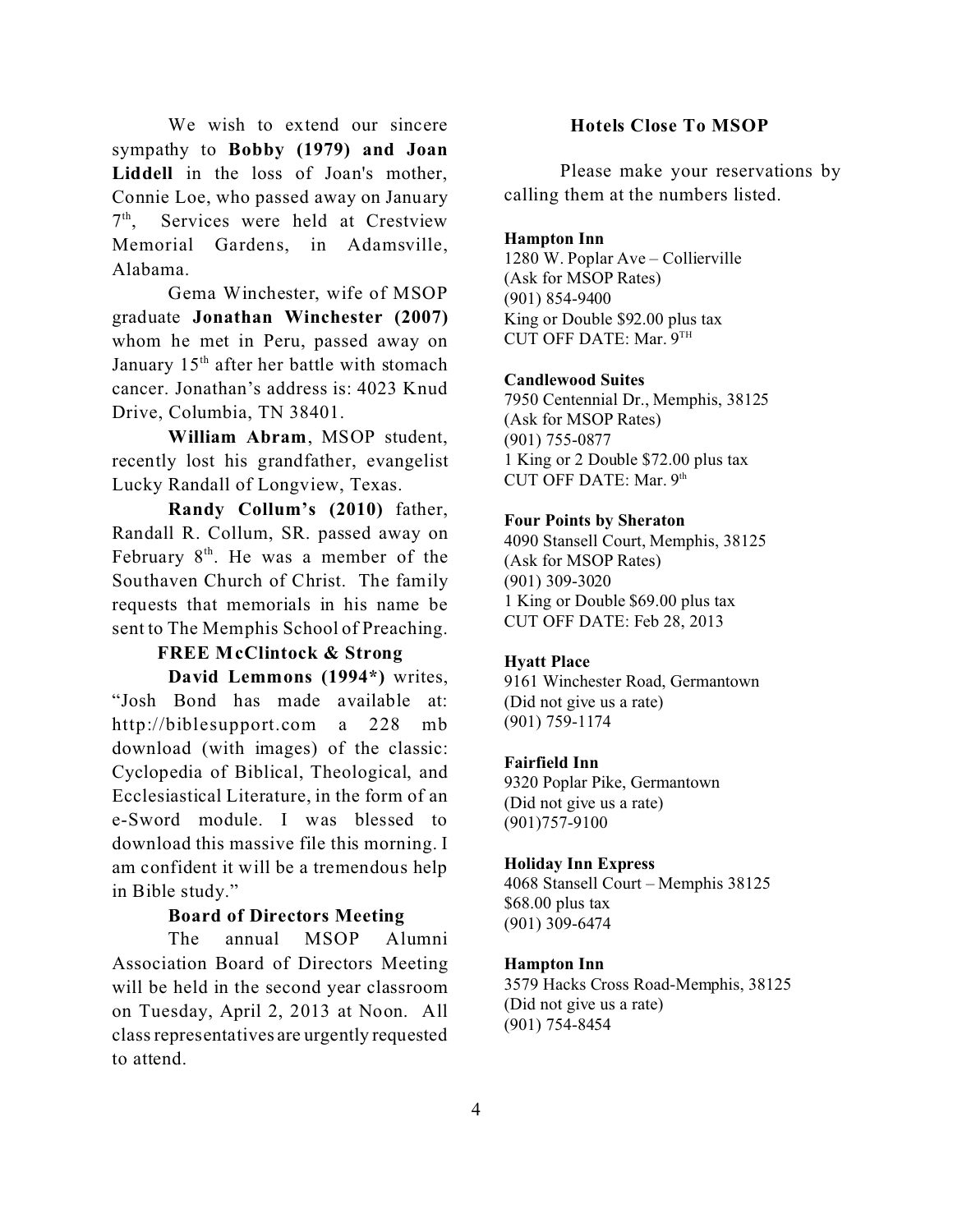We wish to extend our sincere sympathy to **Bobby (1979) and Joan Liddell** in the loss of Joan's mother, Connie Loe, who passed away on January 7th, Services were held at Crestview Memorial Gardens, in Adamsville, Alabama.

Gema Winchester, wife of MSOP graduate **Jonathan Winchester (2007)** whom he met in Peru, passed away on January 15th after her battle with stomach cancer. Jonathan's address is: 4023 Knud Drive, Columbia, TN 38401.

**William Abram**, MSOP student, recently lost his grandfather, evangelist Lucky Randall of Longview, Texas.

**Randy Collum's (2010)** father, Randall R. Collum, SR. passed away on February 8th. He was a member of the Southaven Church of Christ. The family requests that memorials in his name be sent to The Memphis School of Preaching.

### FREE McClintock & Strong

**David Lemmons (1994*)** writes, "Josh Bond has made available at: http://biblesupport.com a 228 mb download (with images) of the classic: Cyclopedia of Biblical, Theological, and Ecclesiastical Literature, in the form of an e-Sword module. I was blessed to download this massive file this morning. I am confident it will be a tremendous help in Bible study."

### Board of Directors Meeting

The annual MSOP Alumni Association Board of Directors Meeting will be held in the second year classroom on Tuesday, April 2, 2013 at Noon. All class representatives are urgently requested to attend.

### Hotels Close To MSOP

Please make your reservations by calling them at the numbers listed.

**Hampton Inn**
1280 W. Poplar Ave – Collierville
(Ask for MSOP Rates)
(901) 854-9400
King or Double $92.00 plus tax
CUT OFF DATE: Mar. 9TH

**Candlewood Suites**
7950 Centennial Dr., Memphis, 38125
(Ask for MSOP Rates)
(901) 755-0877
1 King or 2 Double $72.00 plus tax
CUT OFF DATE: Mar. 9th

**Four Points by Sheraton**
4090 Stansell Court, Memphis, 38125
(Ask for MSOP Rates)
(901) 309-3020
1 King or Double $69.00 plus tax
CUT OFF DATE: Feb 28, 2013

**Hyatt Place**
9161 Winchester Road, Germantown
(Did not give us a rate)
(901) 759-1174

**Fairfield Inn**
9320 Poplar Pike, Germantown
(Did not give us a rate)
(901)757-9100

**Holiday Inn Express**
4068 Stansell Court – Memphis 38125
$68.00 plus tax
(901) 309-6474

**Hampton Inn**
3579 Hacks Cross Road-Memphis, 38125
(Did not give us a rate)
(901) 754-8454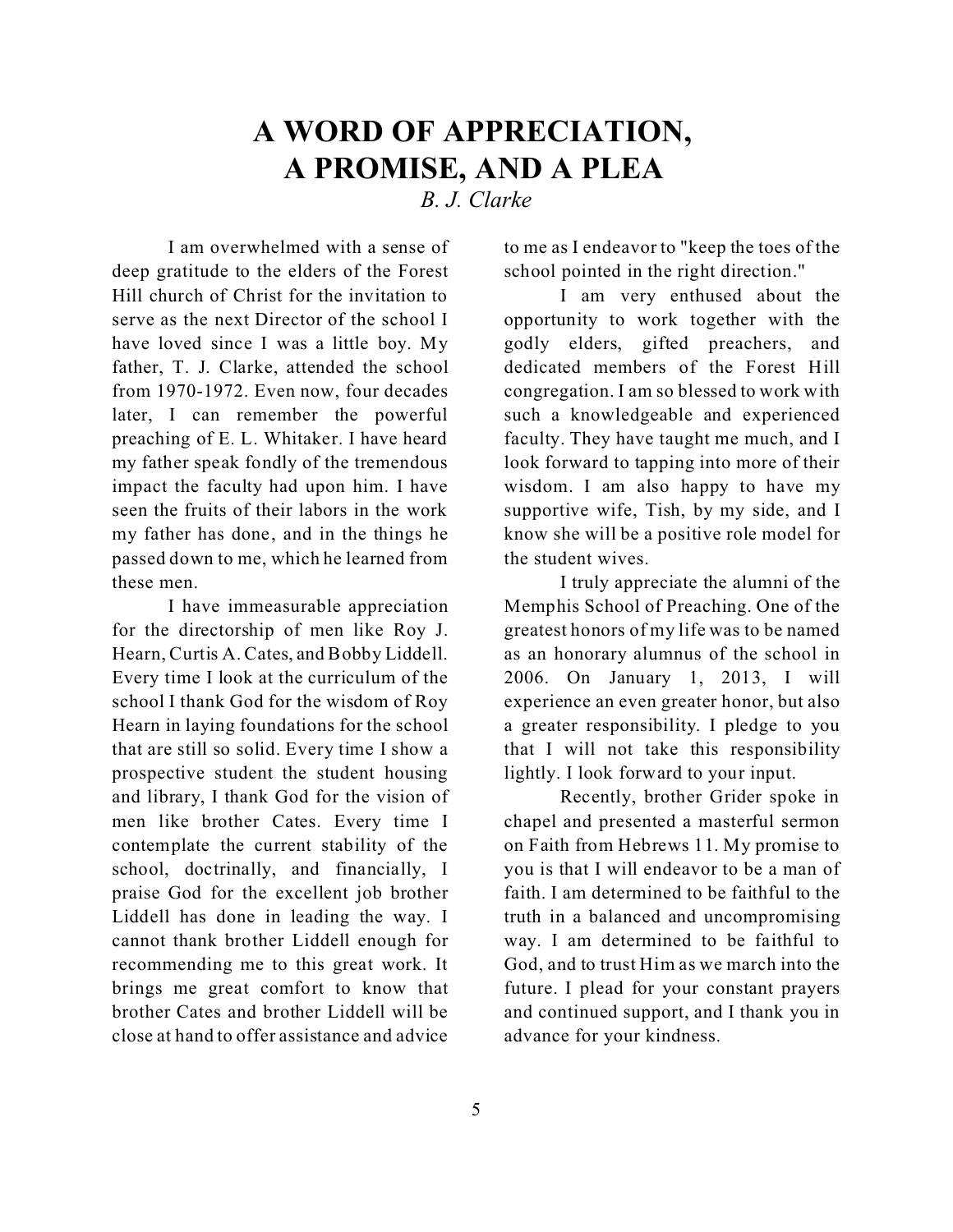# A WORD OF APPRECIATION, A PROMISE, AND A PLEA

*B. J. Clarke*

I am overwhelmed with a sense of deep gratitude to the elders of the Forest Hill church of Christ for the invitation to serve as the next Director of the school I have loved since I was a little boy. My father, T. J. Clarke, attended the school from 1970-1972. Even now, four decades later, I can remember the powerful preaching of E. L. Whitaker. I have heard my father speak fondly of the tremendous impact the faculty had upon him. I have seen the fruits of their labors in the work my father has done, and in the things he passed down to me, which he learned from these men.

I have immeasurable appreciation for the directorship of men like Roy J. Hearn, Curtis A. Cates, and Bobby Liddell. Every time I look at the curriculum of the school I thank God for the wisdom of Roy Hearn in laying foundations for the school that are still so solid. Every time I show a prospective student the student housing and library, I thank God for the vision of men like brother Cates. Every time I contemplate the current stability of the school, doctrinally, and financially, I praise God for the excellent job brother Liddell has done in leading the way. I cannot thank brother Liddell enough for recommending me to this great work. It brings me great comfort to know that brother Cates and brother Liddell will be close at hand to offer assistance and advice to me as I endeavor to "keep the toes of the school pointed in the right direction."

I am very enthused about the opportunity to work together with the godly elders, gifted preachers, and dedicated members of the Forest Hill congregation. I am so blessed to work with such a knowledgeable and experienced faculty. They have taught me much, and I look forward to tapping into more of their wisdom. I am also happy to have my supportive wife, Tish, by my side, and I know she will be a positive role model for the student wives.

I truly appreciate the alumni of the Memphis School of Preaching. One of the greatest honors of my life was to be named as an honorary alumnus of the school in 2006. On January 1, 2013, I will experience an even greater honor, but also a greater responsibility. I pledge to you that I will not take this responsibility lightly. I look forward to your input.

Recently, brother Grider spoke in chapel and presented a masterful sermon on Faith from Hebrews 11. My promise to you is that I will endeavor to be a man of faith. I am determined to be faithful to the truth in a balanced and uncompromising way. I am determined to be faithful to God, and to trust Him as we march into the future. I plead for your constant prayers and continued support, and I thank you in advance for your kindness.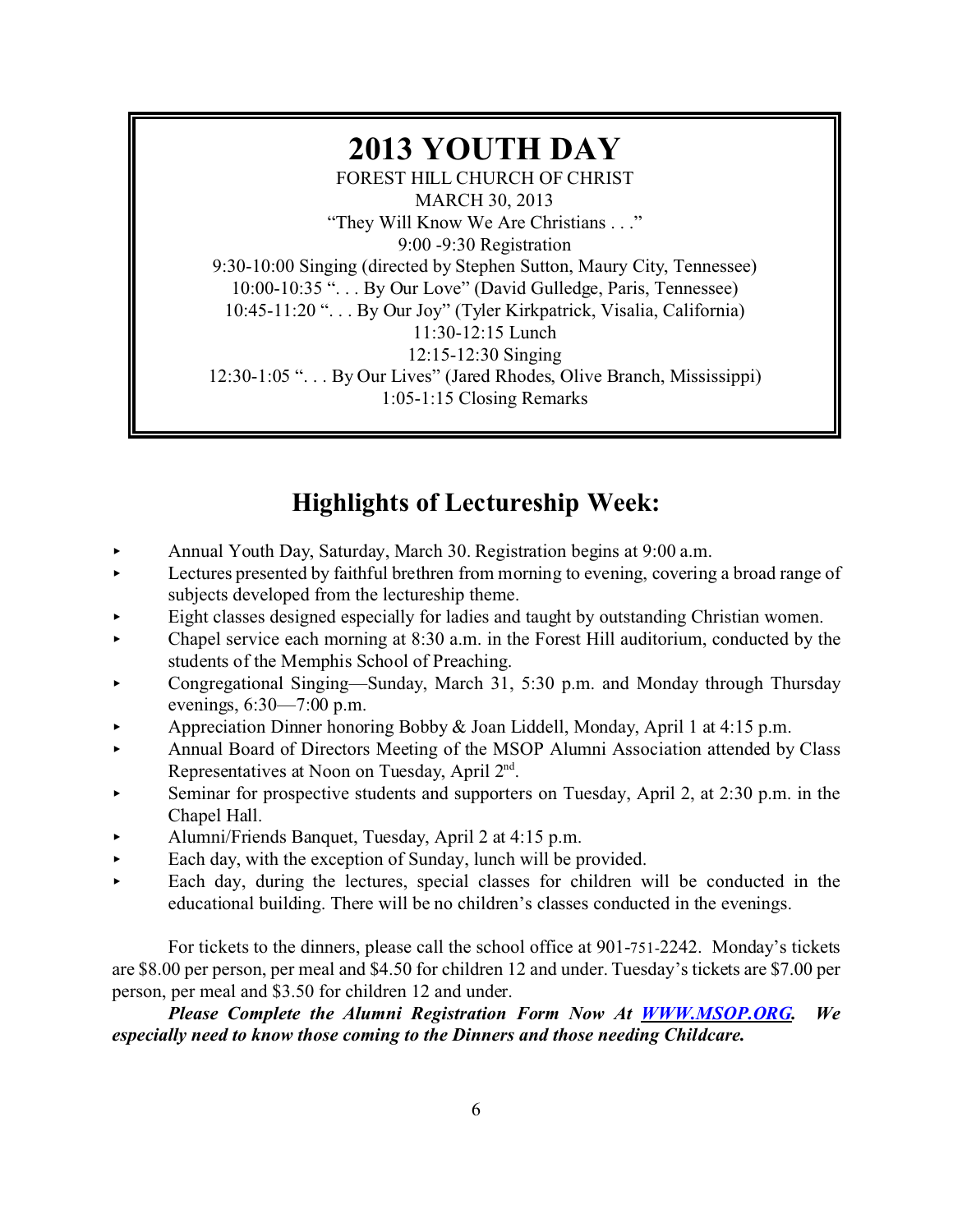# 2013 YOUTH DAY

FOREST HILL CHURCH OF CHRIST

MARCH 30, 2013

"They Will Know We Are Christians . . ."

9:00 -9:30 Registration

9:30-10:00 Singing (directed by Stephen Sutton, Maury City, Tennessee)

10:00-10:35 ". . . By Our Love" (David Gulledge, Paris, Tennessee)

10:45-11:20 ". . . By Our Joy" (Tyler Kirkpatrick, Visalia, California)

11:30-12:15 Lunch

12:15-12:30 Singing

12:30-1:05 ". . . By Our Lives" (Jared Rhodes, Olive Branch, Mississippi)

1:05-1:15 Closing Remarks

## Highlights of Lectureship Week:

- Annual Youth Day, Saturday, March 30. Registration begins at 9:00 a.m.
- Lectures presented by faithful brethren from morning to evening, covering a broad range of subjects developed from the lectureship theme.
- Eight classes designed especially for ladies and taught by outstanding Christian women.
- Chapel service each morning at 8:30 a.m. in the Forest Hill auditorium, conducted by the students of the Memphis School of Preaching.
- Congregational Singing—Sunday, March 31, 5:30 p.m. and Monday through Thursday evenings, 6:30—7:00 p.m.
- Appreciation Dinner honoring Bobby & Joan Liddell, Monday, April 1 at 4:15 p.m.
- Annual Board of Directors Meeting of the MSOP Alumni Association attended by Class Representatives at Noon on Tuesday, April 2nd.
- Seminar for prospective students and supporters on Tuesday, April 2, at 2:30 p.m. in the Chapel Hall.
- Alumni/Friends Banquet, Tuesday, April 2 at 4:15 p.m.
- Each day, with the exception of Sunday, lunch will be provided.
- Each day, during the lectures, special classes for children will be conducted in the educational building. There will be no children's classes conducted in the evenings.

For tickets to the dinners, please call the school office at 901-751-2242. Monday's tickets are $8.00 per person, per meal and $4.50 for children 12 and under. Tuesday's tickets are $7.00 per person, per meal and $3.50 for children 12 and under.

***Please Complete the Alumni Registration Form Now At [WWW.MSOP.ORG](http://WWW.MSOP.ORG). We especially need to know those coming to the Dinners and those needing Childcare.***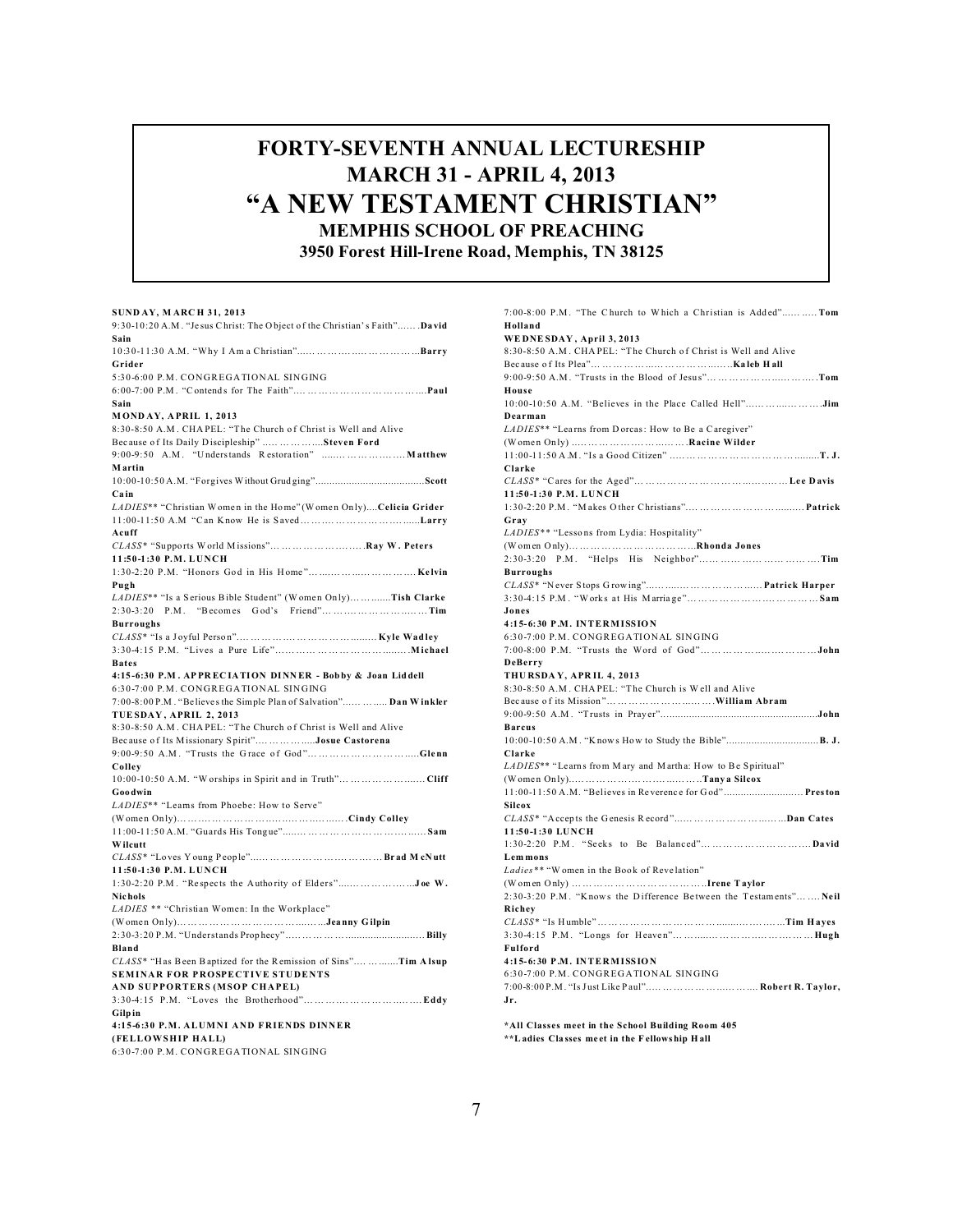# FORTY-SEVENTH ANNUAL LECTURESHIP
# MARCH 31 - APRIL 4, 2013
# "A NEW TESTAMENT CHRISTIAN"
## MEMPHIS SCHOOL OF PREACHING
### 3950 Forest Hill-Irene Road, Memphis, TN 38125

**SUNDAY, MARCH 31, 2013**

9:30-10:20 A.M. "Jesus Christ: The Object of the Christian's Faith"……**David Sain**

10:30-11:30 A.M. "Why I Am a Christian"……………………………**Barry Grider**

5:30-6:00 P.M. CONGREGATIONAL SINGING

6:00-7:00 P.M. "Contends for The Faith"……………………………**Paul Sain**

**MONDAY, APRIL 1, 2013**

8:30-8:50 A.M. CHAPEL: "The Church of Christ is Well and Alive Because of Its Daily Discipleship" ……………**Steven Ford**

9:00-9:50 A.M. "Understands Restoration" ……………………**Matthew Martin**

10:00-10:50 A.M. "Forgives Without Grudging"……………………**Scott Cain**

*LADIES*** "Christian Women in the Home"(Women Only)....**Celicia Grider**

11:00-11:50 A.M "Can Know He is Saved…………………………**Larry Acuff**

*CLASS** "Supports World Missions"……………………**Ray W. Peters**

**11:50-1:30 P.M. LUNCH**

1:30-2:20 P.M. "Honors God in His Home"……………………**Kelvin Pugh**

*LADIES*** "Is a Serious Bible Student" (Women Only)…………**Tish Clarke**

2:30-3:20 P.M. "Becomes God's Friend"…………………………**Tim Burroughs**

*CLASS** "Is a Joyful Person"…………………………………**Kyle Wadley**

3:30-4:15 P.M. "Lives a Pure Life"………………………………**Michael Bates**

**4:15-6:30 P.M. APPRECIATION DINNER - Bobby & Joan Liddell**

6:30-7:00 P.M. CONGREGATIONAL SINGING

7:00-8:00 P.M. "Believes the Simple Plan of Salvation"………**Dan Winkler**

**TUESDAY, APRIL 2, 2013**

8:30-8:50 A.M. CHAPEL: "The Church of Christ is Well and Alive Because of Its Missionary Spirit"……………**Josue Castorena**

9:00-9:50 A.M. "Trusts the Grace of God"…………………………**Glenn Colley**

10:00-10:50 A.M. "Worships in Spirit and in Truth"………………**Cliff Goodwin**

*LADIES*** "Learns from Phoebe: How to Serve" (Women Only)……………………………………**Cindy Colley**

11:00-11:50 A.M. "Guards His Tongue"……………………………**Sam Wilcutt**

*CLASS** "Loves Young People"…………………………………**Brad McNutt**

**11:50-1:30 P.M. LUNCH**

1:30-2:20 P.M. "Respects the Authority of Elders"………………**Joe W. Nichols**

*LADIES* ** "Christian Women: In the Workplace" (Women Only)…………………………………**Jeanny Gilpin**

2:30-3:20 P.M. "Understands Prophecy"……………………………**Billy Bland**

*CLASS** "Has Been Baptized for the Remission of Sins"………**Tim Alsup**

**SEMINAR FOR PROSPECTIVE STUDENTS AND SUPPORTERS (MSOP CHAPEL)**

3:30-4:15 P.M. "Loves the Brotherhood"…………………………**Eddy Gilpin**

**4:15-6:30 P.M. ALUMNI AND FRIENDS DINNER (FELLOWSHIP HALL)**

6:30-7:00 P.M. CONGREGATIONAL SINGING

7:00-8:00 P.M. "The Church to Which a Christian is Added"…………**Tom Holland**

**WEDNESDAY, April 3, 2013**

8:30-8:50 A.M. CHAPEL: "The Church of Christ is Well and Alive Because of Its Plea"…………………………**Kaleb Hall**

9:00-9:50 A.M. "Trusts in the Blood of Jesus"……………………**Tom House**

10:00-10:50 A.M. "Believes in the Place Called Hell"……………**Jim Dearman**

*LADIES*** "Learns from Dorcas: How to Be a Caregiver" (Women Only) ……………………………**Racine Wilder**

11:00-11:50 A.M. "Is a Good Citizen" ……………………………**T. J. Clarke**

*CLASS** "Cares for the Aged"……………………………………**Lee Davis**

**11:50-1:30 P.M. LUNCH**

1:30-2:20 P.M. "Makes Other Christians"…………………………**Patrick Gray**

*LADIES*** "Lessons from Lydia: Hospitality" (Women Only)……………………………**Rhonda Jones**

2:30-3:20 P.M. "Helps His Neighbor"……………………………**Tim Burroughs**

*CLASS** "Never Stops Growing"…………………………**Patrick Harper**

3:30-4:15 P.M. "Works at His Marriage"……………………………**Sam Jones**

**4:15-6:30 P.M. INTERMISSION**

6:30-7:00 P.M. CONGREGATIONAL SINGING

7:00-8:00 P.M. "Trusts the Word of God"……………………………**John DeBerry**

**THURSDAY, APRIL 4, 2013**

8:30-8:50 A.M. CHAPEL: "The Church and Well and Alive Because of its Mission"……………………**William Abram**

9:00-9:50 A.M. "Trusts in Prayer"…………………………………**John Barcus**

10:00-10:50 A.M. "Knows How to Study the Bible"………………**B. J. Clarke**

*LADIES*** "Learns from Mary and Martha: How to Be Spiritual" (Women Only)…………………………**Tanya Silcox**

11:00-11:50 A.M. "Believes in Reverence for God"………………**Preston Silcox**

*CLASS** "Accepts the Genesis Record"…………………………**Dan Cates**

**11:50-1:30 LUNCH**

1:30-2:20 P.M. "Seeks to Be Balanced"…………………………**David Lemmons**

*Ladies*** "Women in the Book of Revelation" (Women Only) ……………………………**Irene Taylor**

2:30-3:20 P.M. "Knows the Difference Between the Testaments"……**Neil Richey**

*CLASS** "Is Humble"………………………………………**Tim Hayes**

3:30-4:15 P.M. "Longs for Heaven"……………………………**Hugh Fulford**

**4:15-6:30 P.M. INTERMISSION**

6:30-7:00 P.M. CONGREGATIONAL SINGING

7:00-8:00 P.M. "Is Just Like Paul"…………………………**Robert R. Taylor, Jr.**

***All Classes meet in the School Building Room 405**

****Ladies Classes meet in the Fellowship Hall**